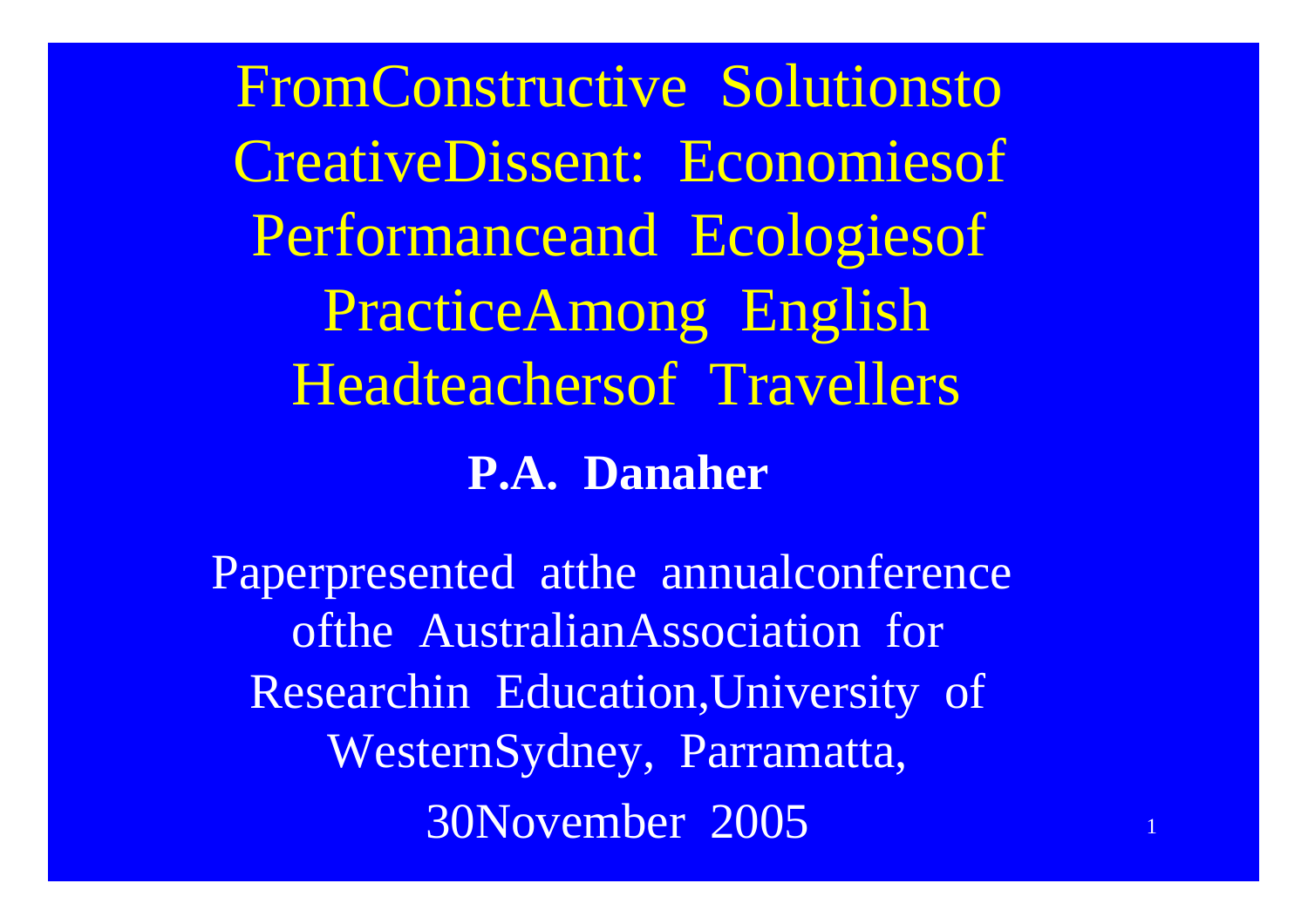# From Constructive Solutions to Creative Dissent: Economies of Performance and Ecologies of Practice Among English Headteachers of Travellers

**P.A. Danaher**

Paper presented at the annual conference of the Australian Association for Research in Education, University of Western Sydney, Parramatta, 30 November 2005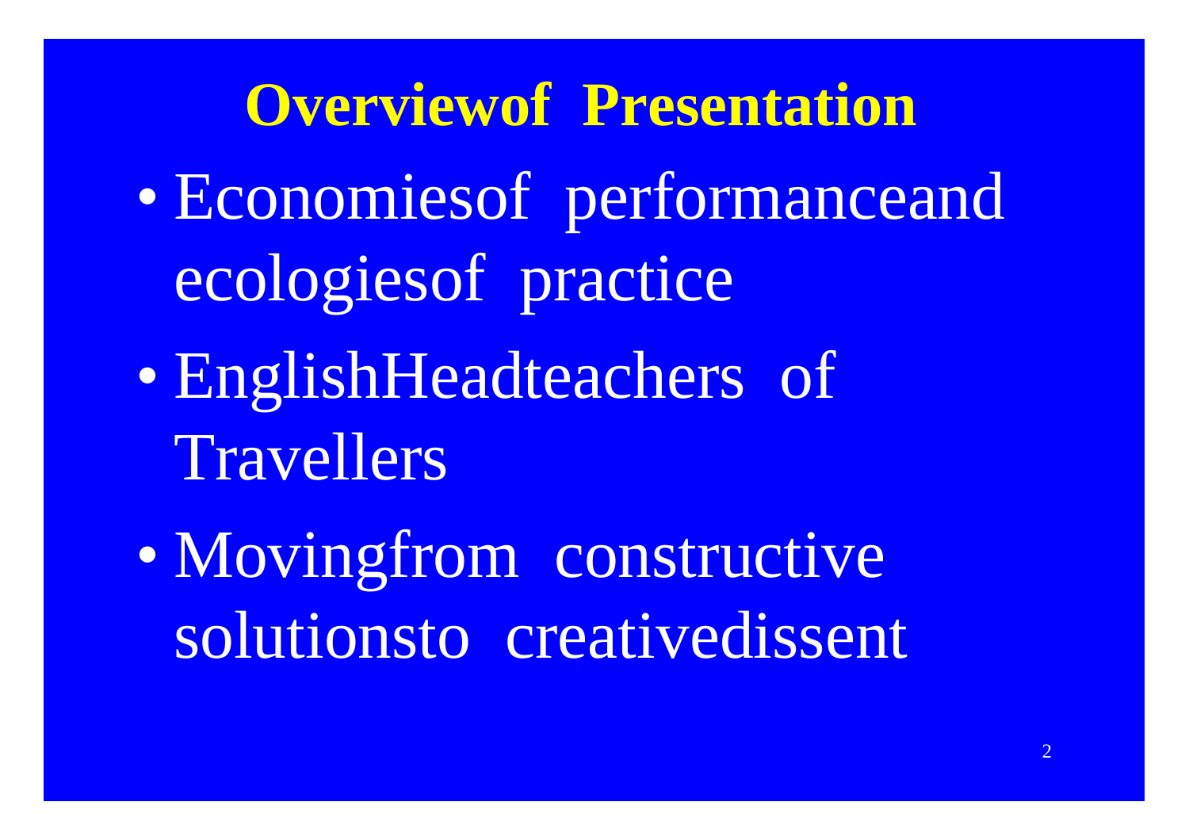# Overviewof Presentation

- Economiesof performanceand ecologiesof practice
- EnglishHeadteachers of Travellers
- Movingfrom constructive solutionsto creativedissent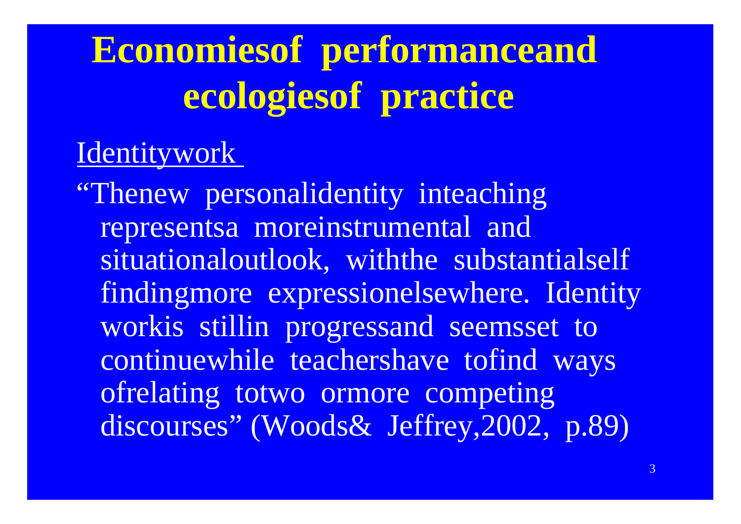# Economiesof performanceand ecologiesof practice

<u>Identitywork</u>

"Thenew personalidentity inteaching representsa moreinstrumental and situationaloutlook, withthe substantialself findingmore expressionelsewhere. Identity workis stillin progressand seemsset to continuewhile teachershave tofind ways ofrelating totwo ormore competing discourses" (Woods& Jeffrey,2002, p.89)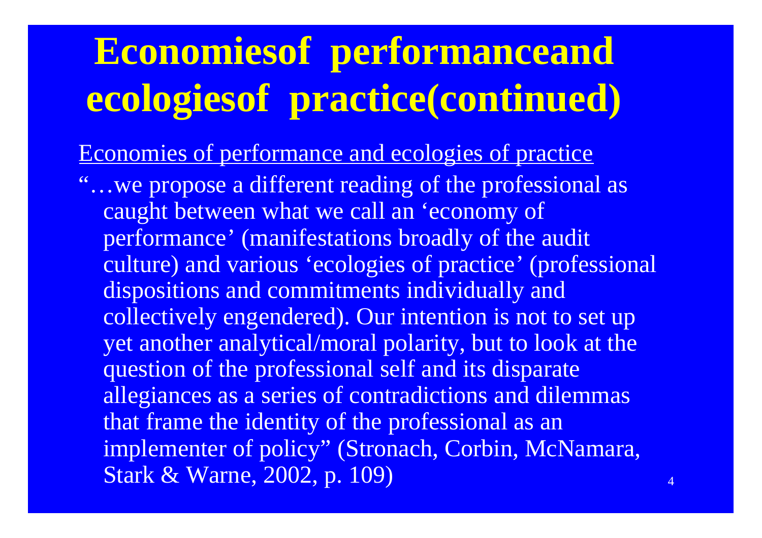# Economiesof performanceand ecologiesof practice(continued)

<u>Economies of performance and ecologies of practice</u>

"…we propose a different reading of the professional as caught between what we call an 'economy of performance' (manifestations broadly of the audit culture) and various 'ecologies of practice' (professional dispositions and commitments individually and collectively engendered). Our intention is not to set up yet another analytical/moral polarity, but to look at the question of the professional self and its disparate allegiances as a series of contradictions and dilemmas that frame the identity of the professional as an implementer of policy" (Stronach, Corbin, McNamara, Stark & Warne, 2002, p. 109)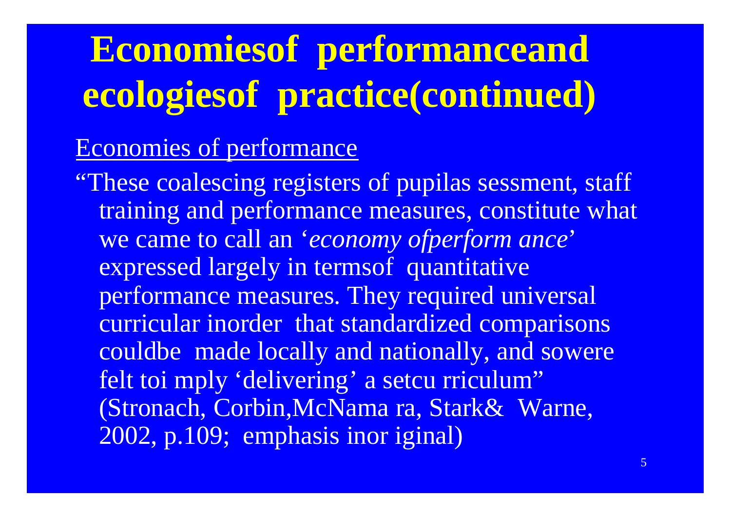# Economiesof performanceand ecologiesof practice(continued)

Economies of performance

"These coalescing registers of pupilas sessment, staff training and performance measures, constitute what we came to call an '*economy ofperform ance*' expressed largely in termsof quantitative performance measures. They required universal curricular inorder that standardized comparisons couldbe made locally and nationally, and sowere felt toi mply 'delivering' a setcu rriculum" (Stronach, Corbin,McNama ra, Stark& Warne, 2002, p.109; emphasis inor iginal)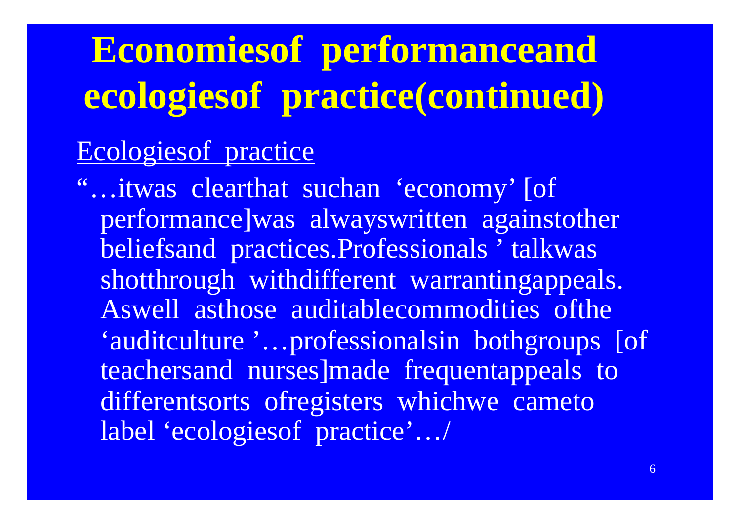# Economies of performance and ecologies of practice (continued)

<u>Ecologies of practice</u>

"…it was clear that such an 'economy' [of performance] was always written against other beliefs and practices. Professionals' talk was shot through with different warranting appeals. As well as those auditable commodities of the 'audit culture'…professionals in both groups [of teachers and nurses] made frequent appeals to different sorts of registers which we came to label 'ecologies of practice'…/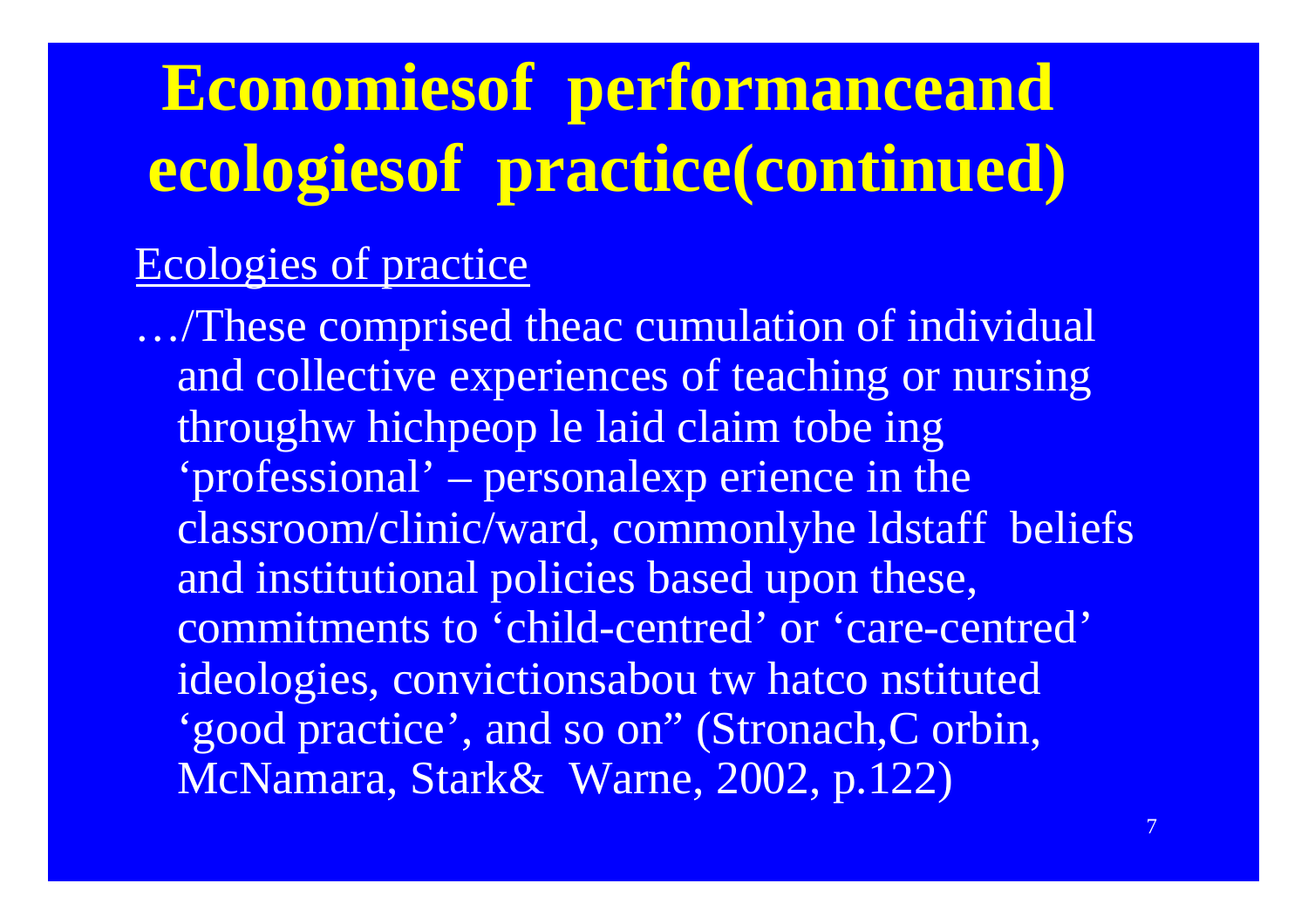# Economies of performance and ecologies of practice (continued)

<u>Ecologies of practice</u>

…/These comprised the accumulation of individual and collective experiences of teaching or nursing through which people laid claim to being 'professional' – personal experience in the classroom/clinic/ward, commonly held staff beliefs and institutional policies based upon these, commitments to 'child-centred' or 'care-centred' ideologies, convictions about what constituted 'good practice', and so on" (Stronach, Corbin, McNamara, Stark & Warne, 2002, p.122)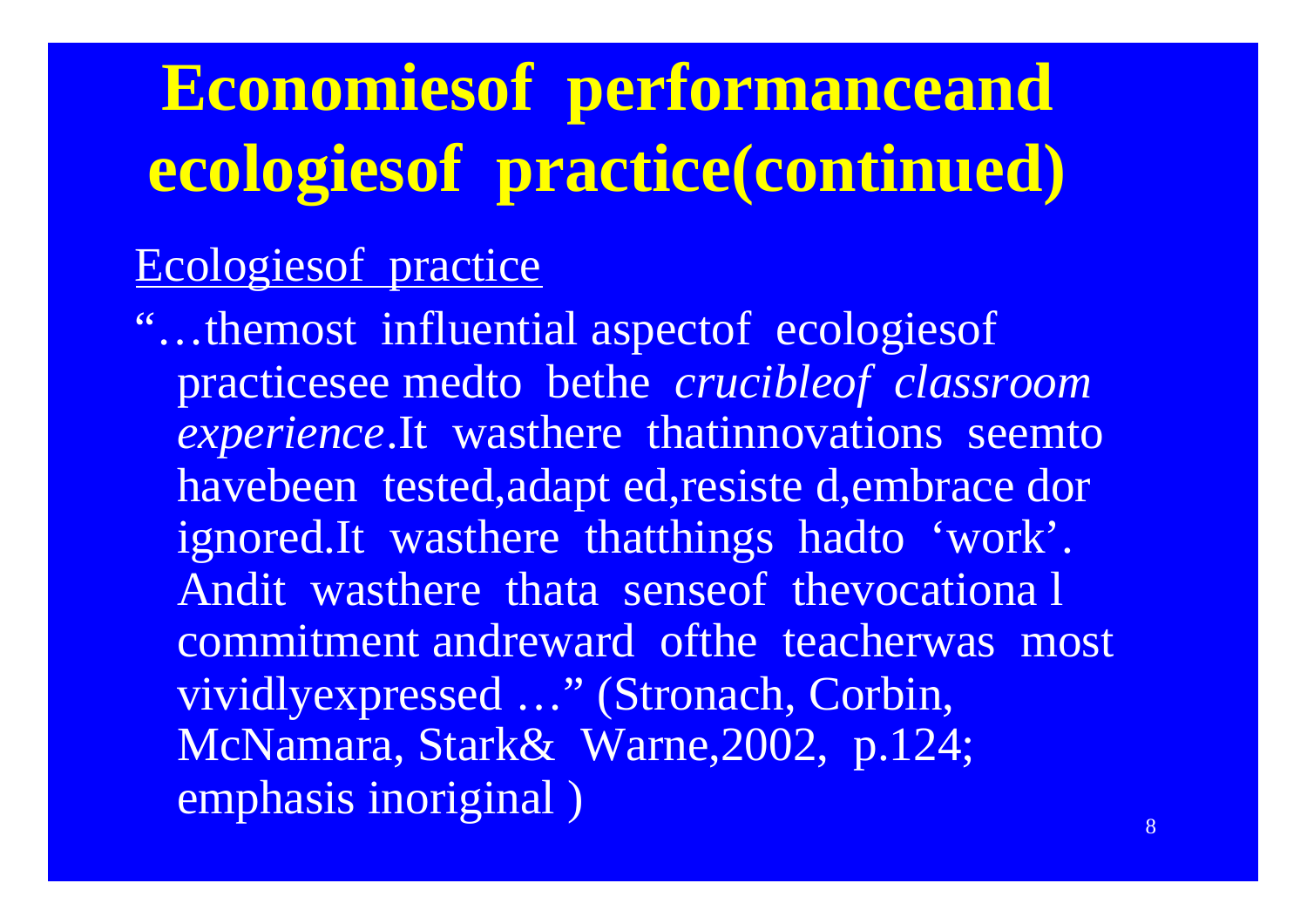# Economies of performance and ecologies of practice (continued)

Ecologies of practice

"…the most influential aspect of ecologies of practice seemed to be the *crucible of classroom experience*. It was there that innovations seem to have been tested, adapted, resisted, embraced or ignored. It was there that things had to 'work'. And it was there that a sense of the vocational commitment and reward of the teacher was most vividly expressed …" (Stronach, Corbin, McNamara, Stark & Warne, 2002, p.124; emphasis in original)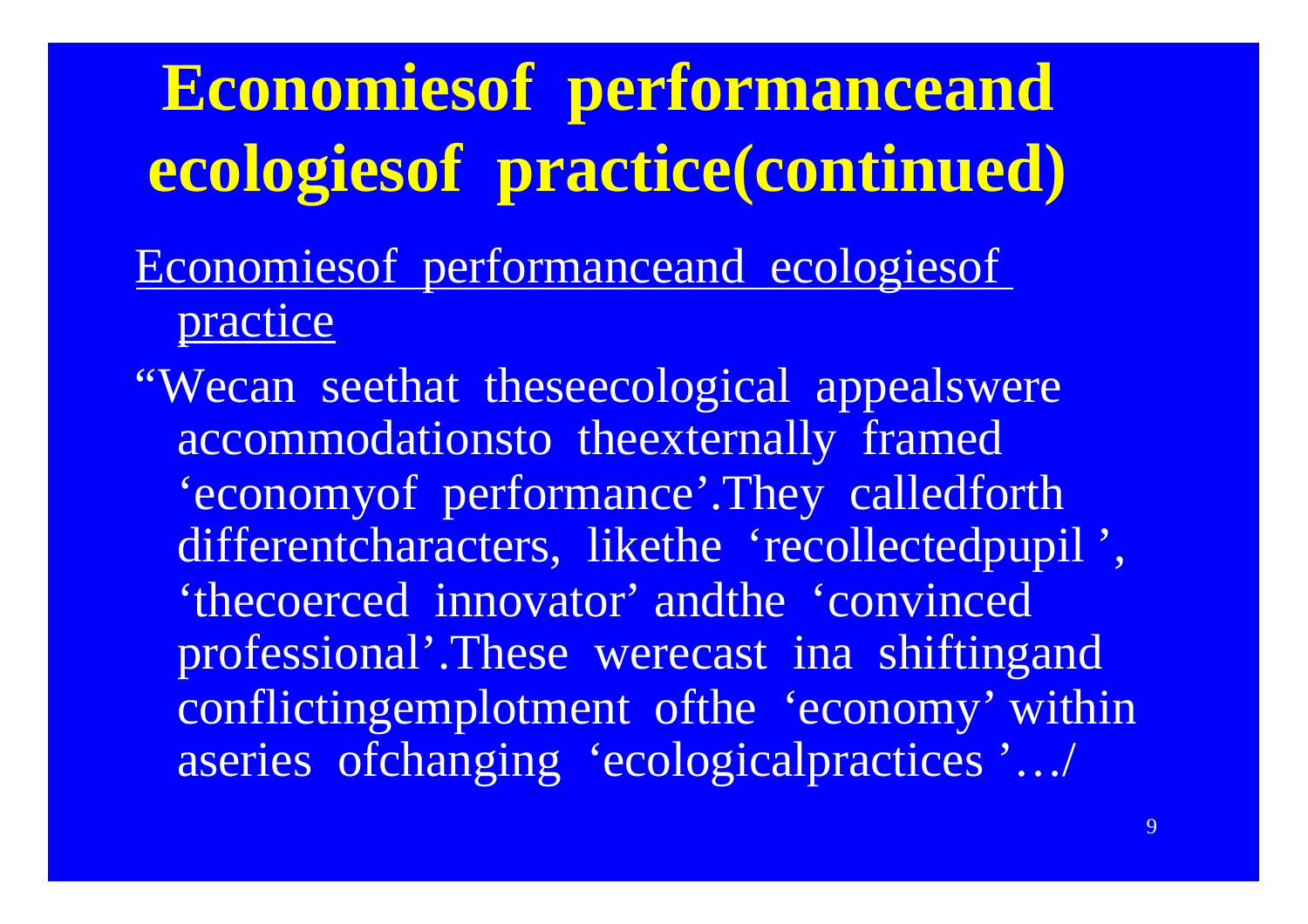# Economiesof performanceand ecologiesof practice(continued)

<u>Economiesof performanceand ecologiesof practice</u>

"Wecan seethat theseecological appealswere accommodationsto theexternally framed 'economyof performance'.They calledforth differentcharacters, likethe 'recollectedpupil ', 'thecoerced innovator' andthe 'convinced professional'.These werecast ina shiftingand conflictingemplotment ofthe 'economy' within aseries ofchanging 'ecologicalpractices '…/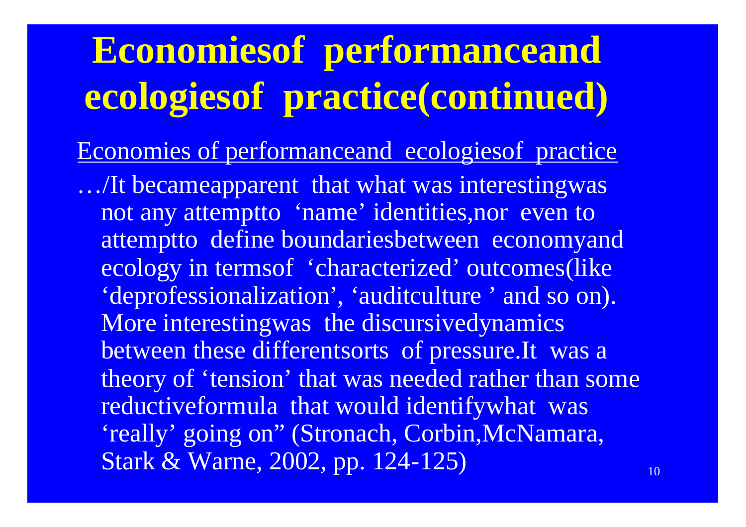# Economiesof performanceand ecologiesof practice(continued)

Economies of performanceand ecologiesof practice

…/It becameapparent that what was interestingwas not any attemptto 'name' identities,nor even to attemptto define boundariesbetween economyand ecology in termsof 'characterized' outcomes(like 'deprofessionalization', 'auditculture ' and so on). More interestingwas the discursivedynamics between these differentsorts of pressure.It was a theory of 'tension' that was needed rather than some reductiveformula that would identifywhat was 'really' going on" (Stronach, Corbin,McNamara, Stark & Warne, 2002, pp. 124-125)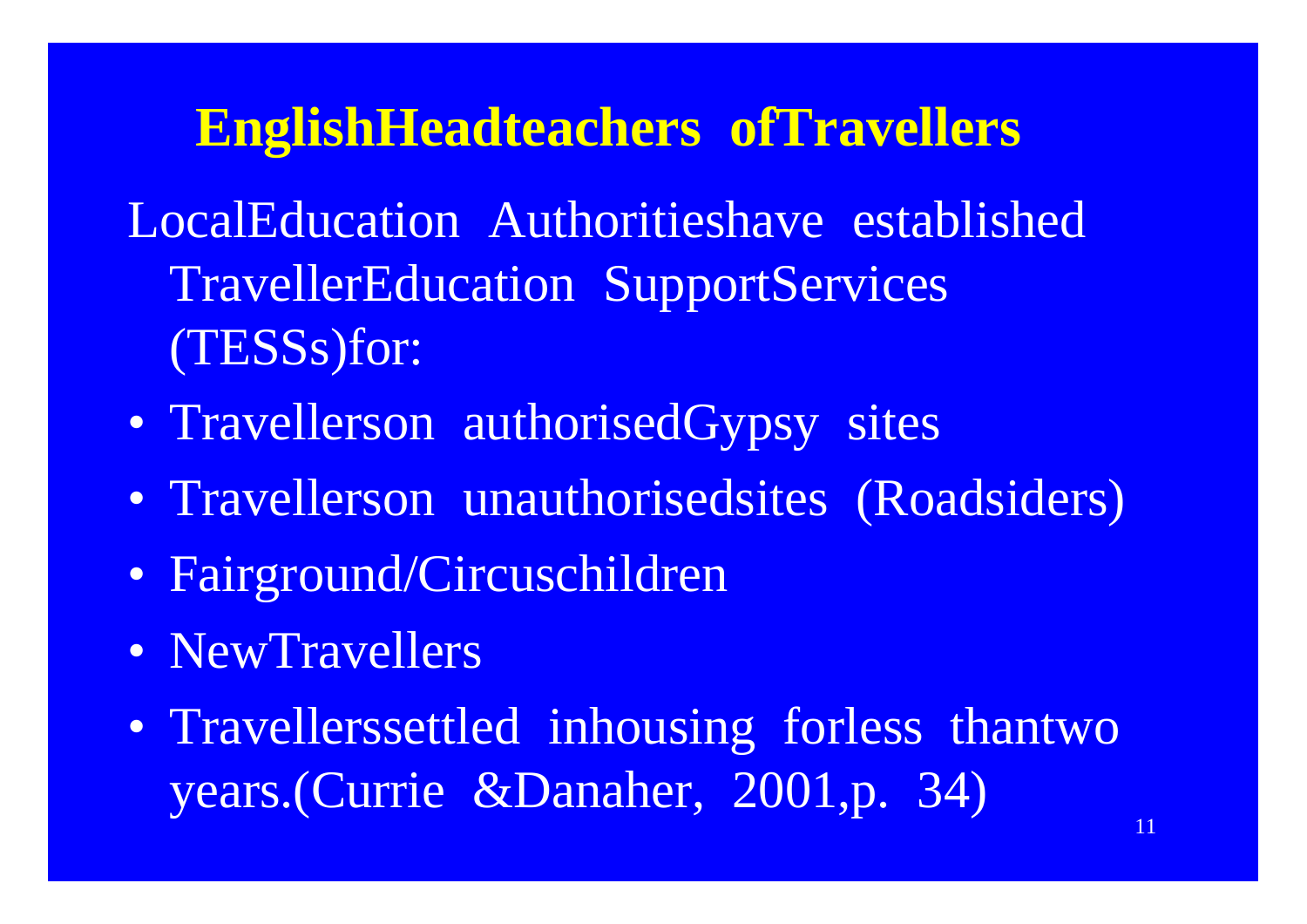## English Headteachers of Travellers

Local Education Authorities have established Traveller Education Support Services (TESSs) for:

- Travellers on authorised Gypsy sites
- Travellers on unauthorised sites (Roadsiders)
- Fairground/Circus children
- New Travellers
- Travellers settled in housing for less than two years. (Currie & Danaher, 2001, p. 34)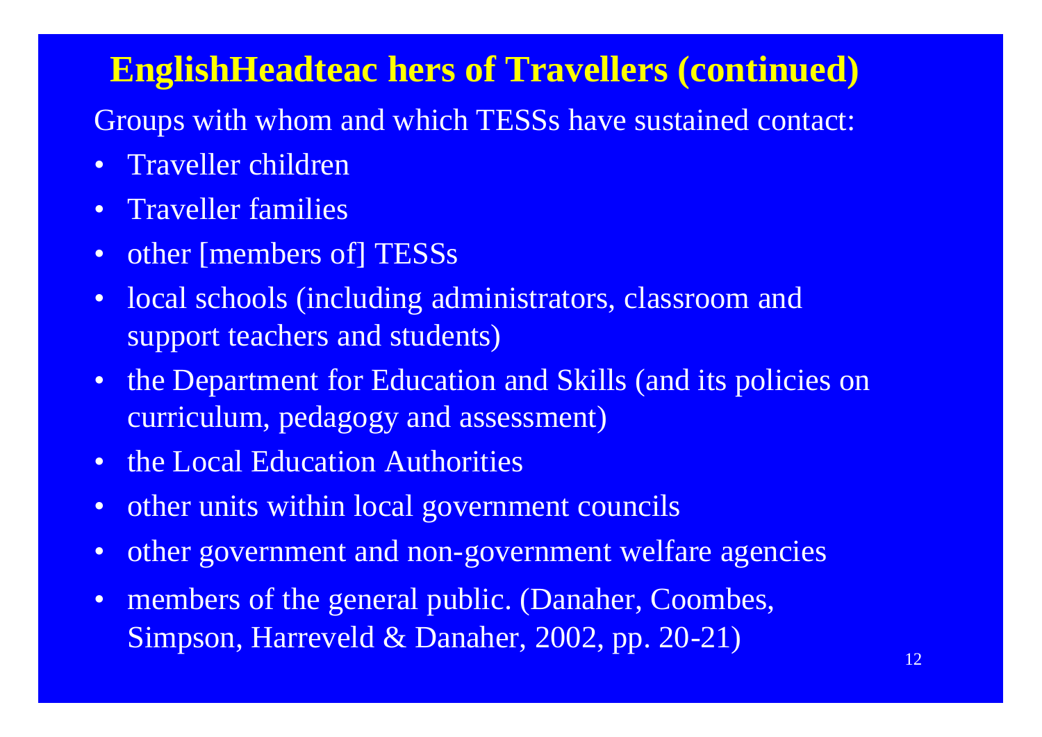# EnglishHeadteac hers of Travellers (continued)

Groups with whom and which TESSs have sustained contact:

- Traveller children
- Traveller families
- other [members of] TESSs
- local schools (including administrators, classroom and support teachers and students)
- the Department for Education and Skills (and its policies on curriculum, pedagogy and assessment)
- the Local Education Authorities
- other units within local government councils
- other government and non-government welfare agencies
- members of the general public. (Danaher, Coombes, Simpson, Harreveld & Danaher, 2002, pp. 20-21)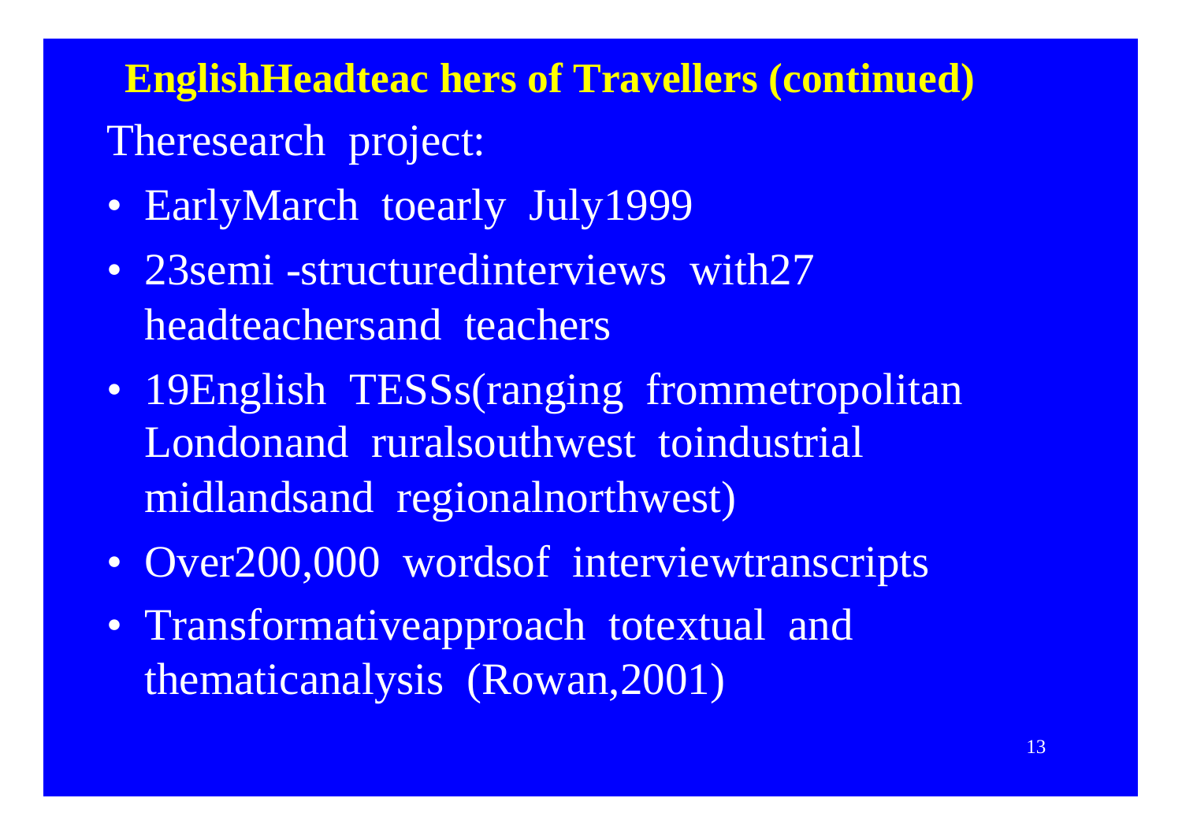## English Headteachers of Travellers (continued)

The research project:

- Early March to early July 1999
- 23 semi-structured interviews with 27 headteachers and teachers
- 19 English TESSs (ranging from metropolitan London and rural southwest to industrial midlands and regional northwest)
- Over 200,000 words of interview transcripts
- Transformative approach to textual and thematic analysis (Rowan, 2001)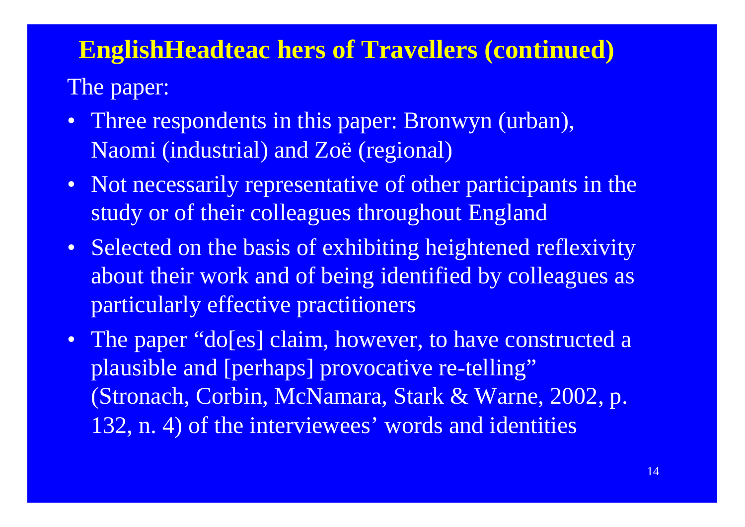## EnglishHeadteac hers of Travellers (continued)

The paper:

- Three respondents in this paper: Bronwyn (urban), Naomi (industrial) and Zoë (regional)
- Not necessarily representative of other participants in the study or of their colleagues throughout England
- Selected on the basis of exhibiting heightened reflexivity about their work and of being identified by colleagues as particularly effective practitioners
- The paper "do[es] claim, however, to have constructed a plausible and [perhaps] provocative re-telling" (Stronach, Corbin, McNamara, Stark & Warne, 2002, p. 132, n. 4) of the interviewees' words and identities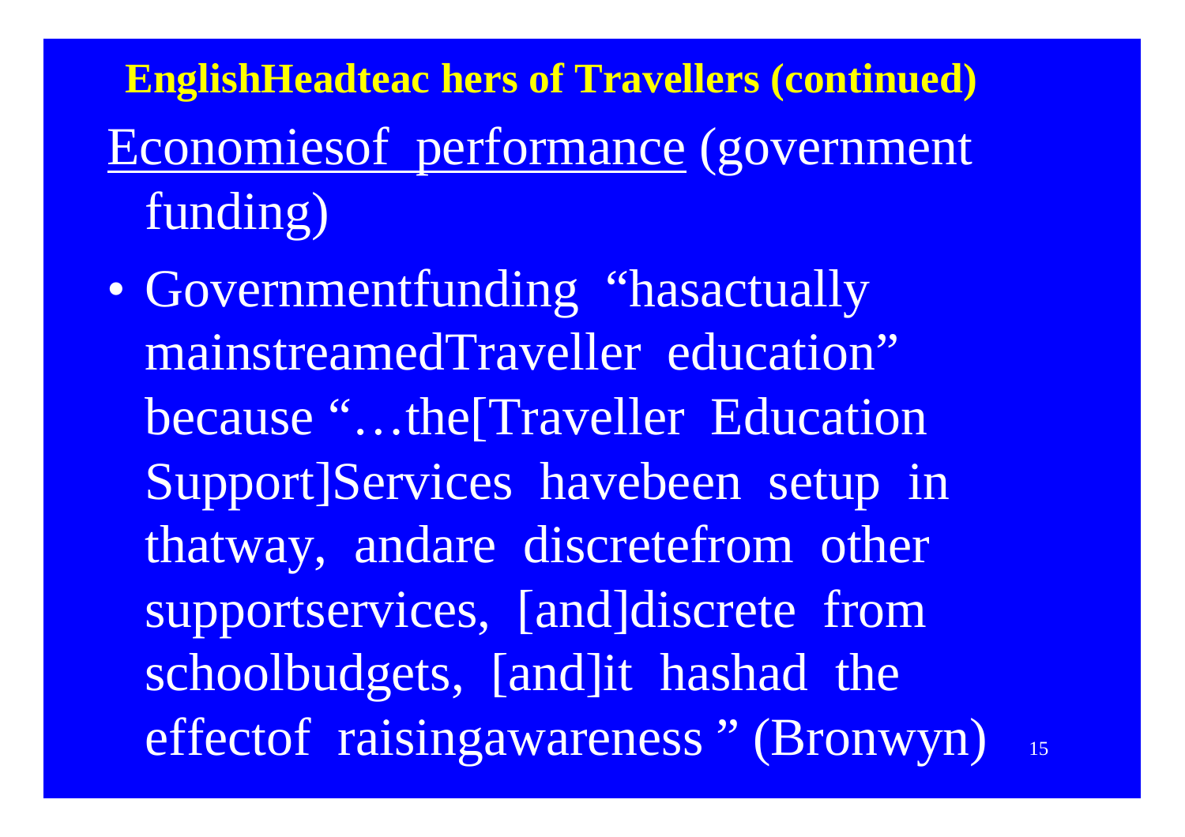## EnglishHeadteac hers of Travellers (continued)

<u>Economiesof performance</u> (government funding)

- Governmentfunding "hasactually mainstreamedTraveller education" because "…the[Traveller Education Support]Services havebeen setup in thatway, andare discretefrom other supportservices, [and]discrete from schoolbudgets, [and]it hashad the effectof raisingawareness " (Bronwyn)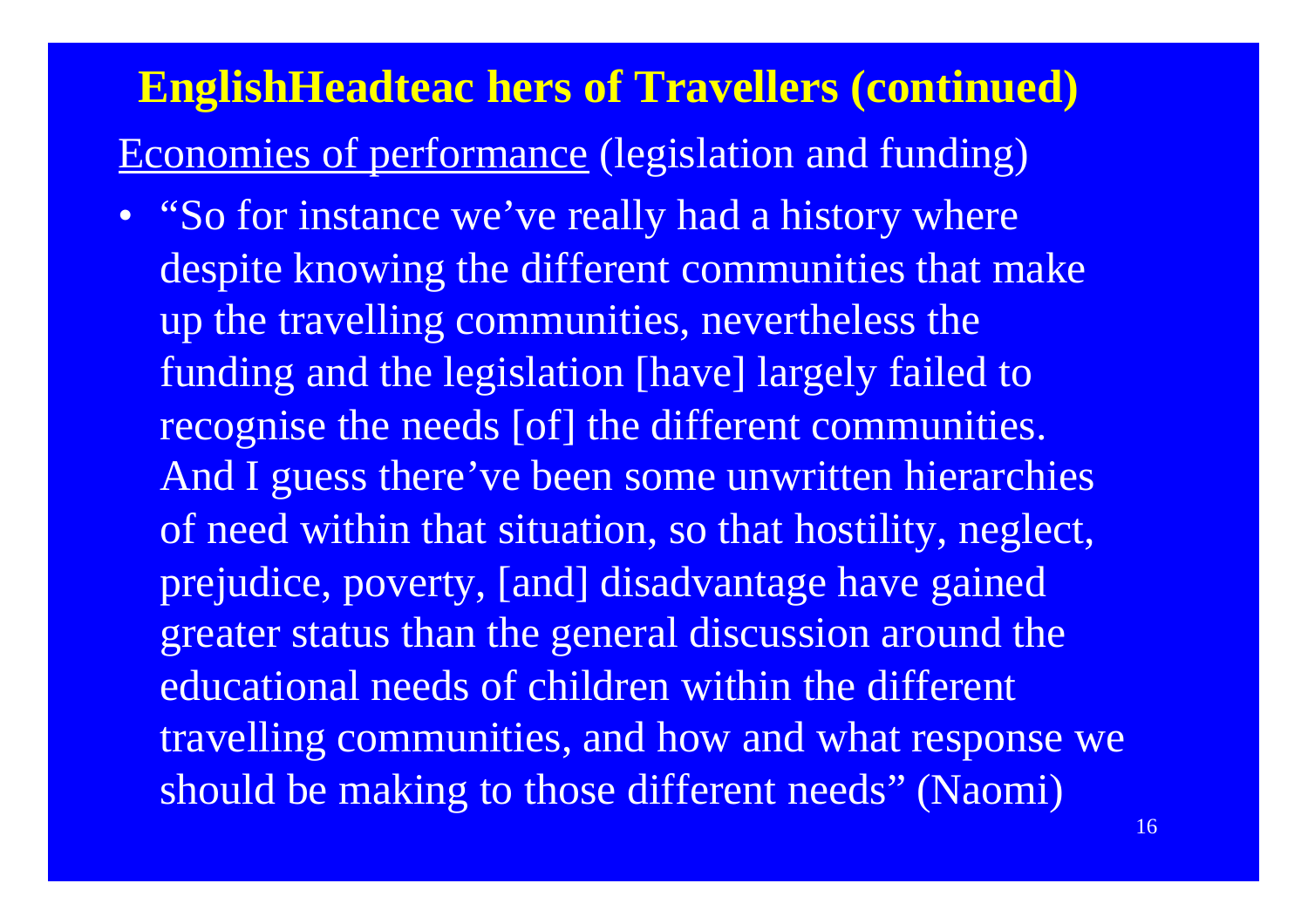## EnglishHeadteac hers of Travellers (continued)

<u>Economies of performance</u> (legislation and funding)

- "So for instance we've really had a history where despite knowing the different communities that make up the travelling communities, nevertheless the funding and the legislation [have] largely failed to recognise the needs [of] the different communities. And I guess there've been some unwritten hierarchies of need within that situation, so that hostility, neglect, prejudice, poverty, [and] disadvantage have gained greater status than the general discussion around the educational needs of children within the different travelling communities, and how and what response we should be making to those different needs" (Naomi)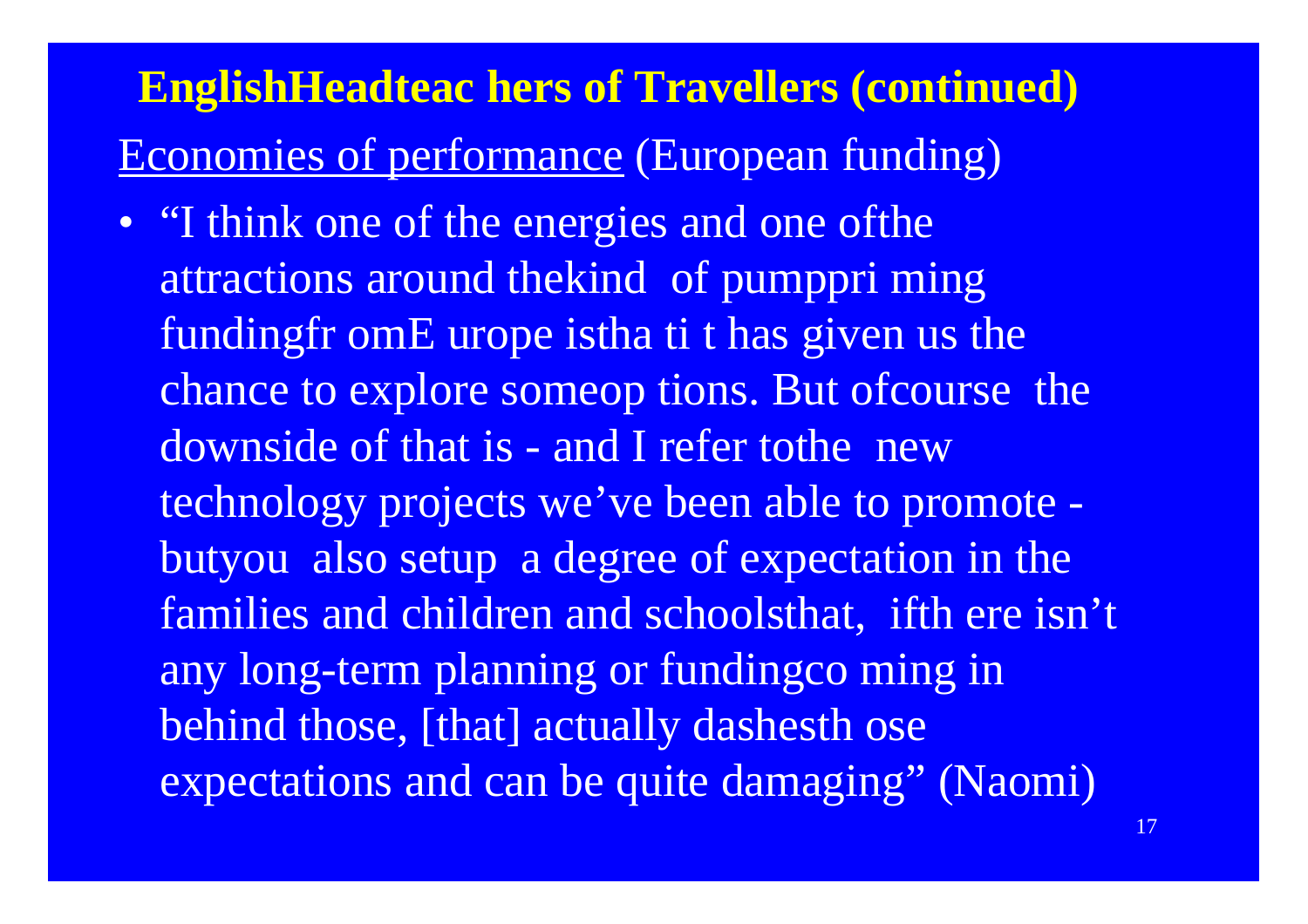## EnglishHeadteac hers of Travellers (continued)

Economies of performance (European funding)

- "I think one of the energies and one ofthe attractions around thekind of pumppri ming fundingfr omE urope istha ti t has given us the chance to explore someop tions. But ofcourse the downside of that is - and I refer tothe new technology projects we've been able to promote - butyou also setup a degree of expectation in the families and children and schoolsthat, ifth ere isn't any long-term planning or fundingco ming in behind those, [that] actually dashesth ose expectations and can be quite damaging" (Naomi)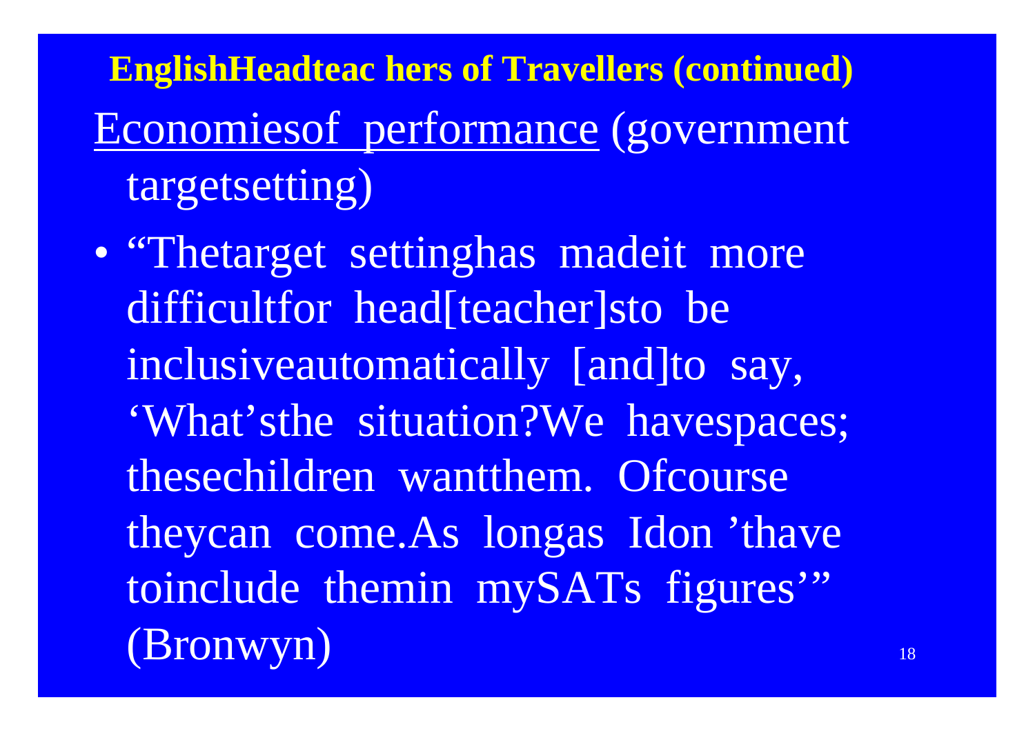**EnglishHeadteac hers of Travellers (continued)**

Economiesof performance (government targetsetting)

- "Thetarget settinghas madeit more difficultfor head[teacher]sto be inclusiveautomatically [and]to say, 'What'sthe situation?We havespaces; thesechildren wantthem. Ofcourse theycan come.As longas Idon 'thave toinclude themin mySATs figures'" (Bronwyn)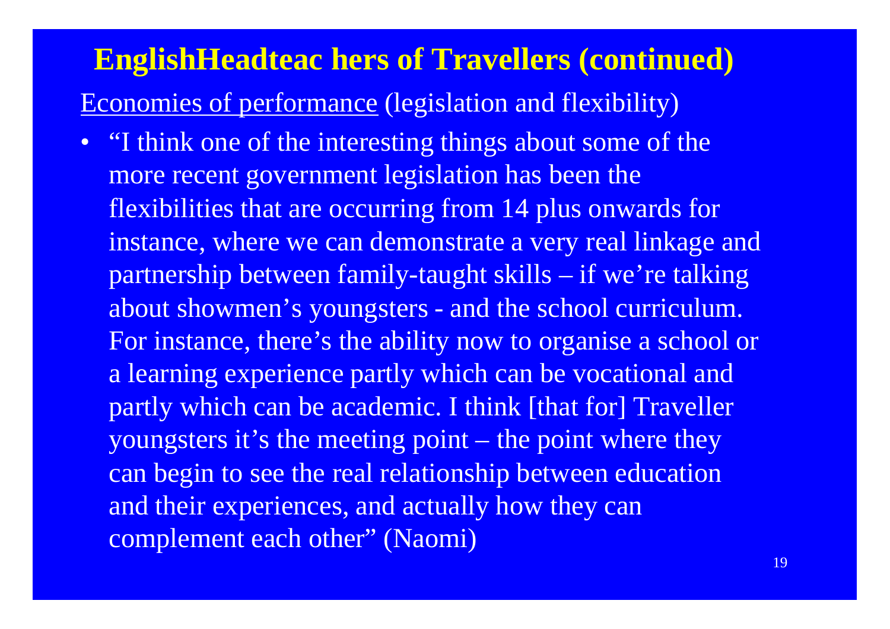# EnglishHeadteac hers of Travellers (continued)

Economies of performance (legislation and flexibility)

- "I think one of the interesting things about some of the more recent government legislation has been the flexibilities that are occurring from 14 plus onwards for instance, where we can demonstrate a very real linkage and partnership between family-taught skills – if we're talking about showmen's youngsters - and the school curriculum. For instance, there's the ability now to organise a school or a learning experience partly which can be vocational and partly which can be academic. I think [that for] Traveller youngsters it's the meeting point – the point where they can begin to see the real relationship between education and their experiences, and actually how they can complement each other" (Naomi)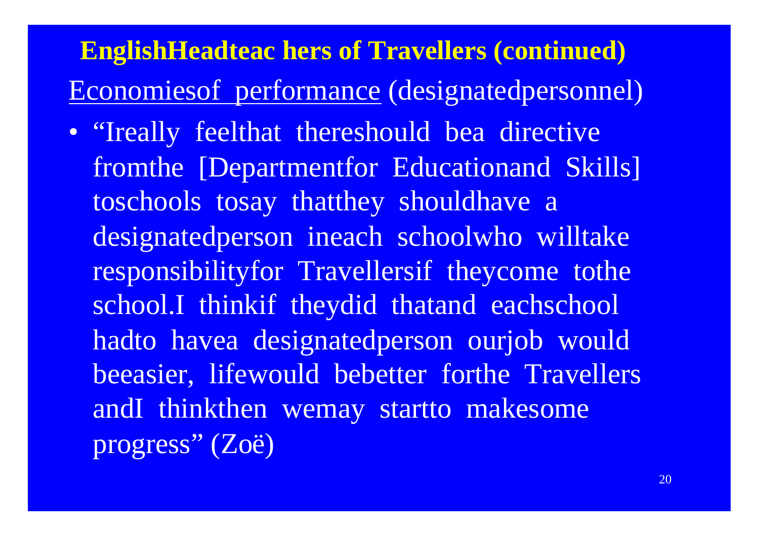## EnglishHeadteac hers of Travellers (continued)

Economiesof performance (designatedpersonnel)

- "Ireally feelthat thereshould bea directive fromthe [Departmentfor Educationand Skills] toschools tosay thatthey shouldhave a designatedperson ineach schoolwho willtake responsibilityfor Travellersif theycome tothe school.I thinkif theydid thatand eachschool hadto havea designatedperson ourjob would beeasier, lifewould bebetter forthe Travellers andI thinkthen wemay startto makesome progress" (Zoë)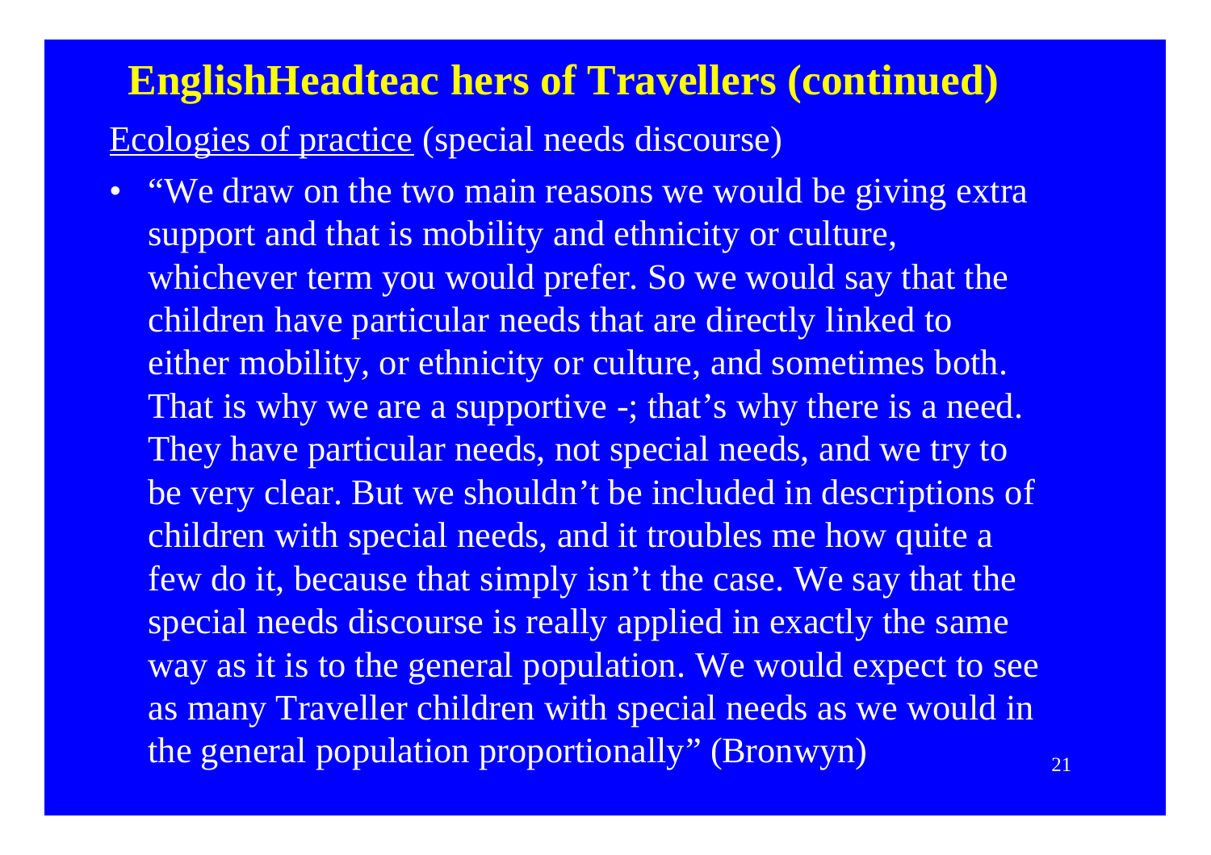# EnglishHeadteac hers of Travellers (continued)

Ecologies of practice (special needs discourse)

- "We draw on the two main reasons we would be giving extra support and that is mobility and ethnicity or culture, whichever term you would prefer. So we would say that the children have particular needs that are directly linked to either mobility, or ethnicity or culture, and sometimes both. That is why we are a supportive -; that's why there is a need. They have particular needs, not special needs, and we try to be very clear. But we shouldn't be included in descriptions of children with special needs, and it troubles me how quite a few do it, because that simply isn't the case. We say that the special needs discourse is really applied in exactly the same way as it is to the general population. We would expect to see as many Traveller children with special needs as we would in the general population proportionally" (Bronwyn)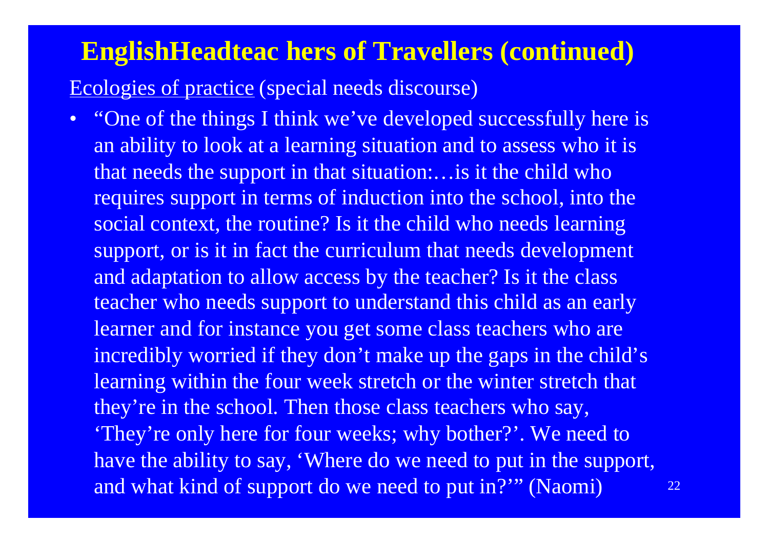# EnglishHeadteac hers of Travellers (continued)

Ecologies of practice (special needs discourse)

- "One of the things I think we've developed successfully here is an ability to look at a learning situation and to assess who it is that needs the support in that situation:…is it the child who requires support in terms of induction into the school, into the social context, the routine? Is it the child who needs learning support, or is it in fact the curriculum that needs development and adaptation to allow access by the teacher? Is it the class teacher who needs support to understand this child as an early learner and for instance you get some class teachers who are incredibly worried if they don't make up the gaps in the child's learning within the four week stretch or the winter stretch that they're in the school. Then those class teachers who say, 'They're only here for four weeks; why bother?'. We need to have the ability to say, 'Where do we need to put in the support, and what kind of support do we need to put in?'" (Naomi)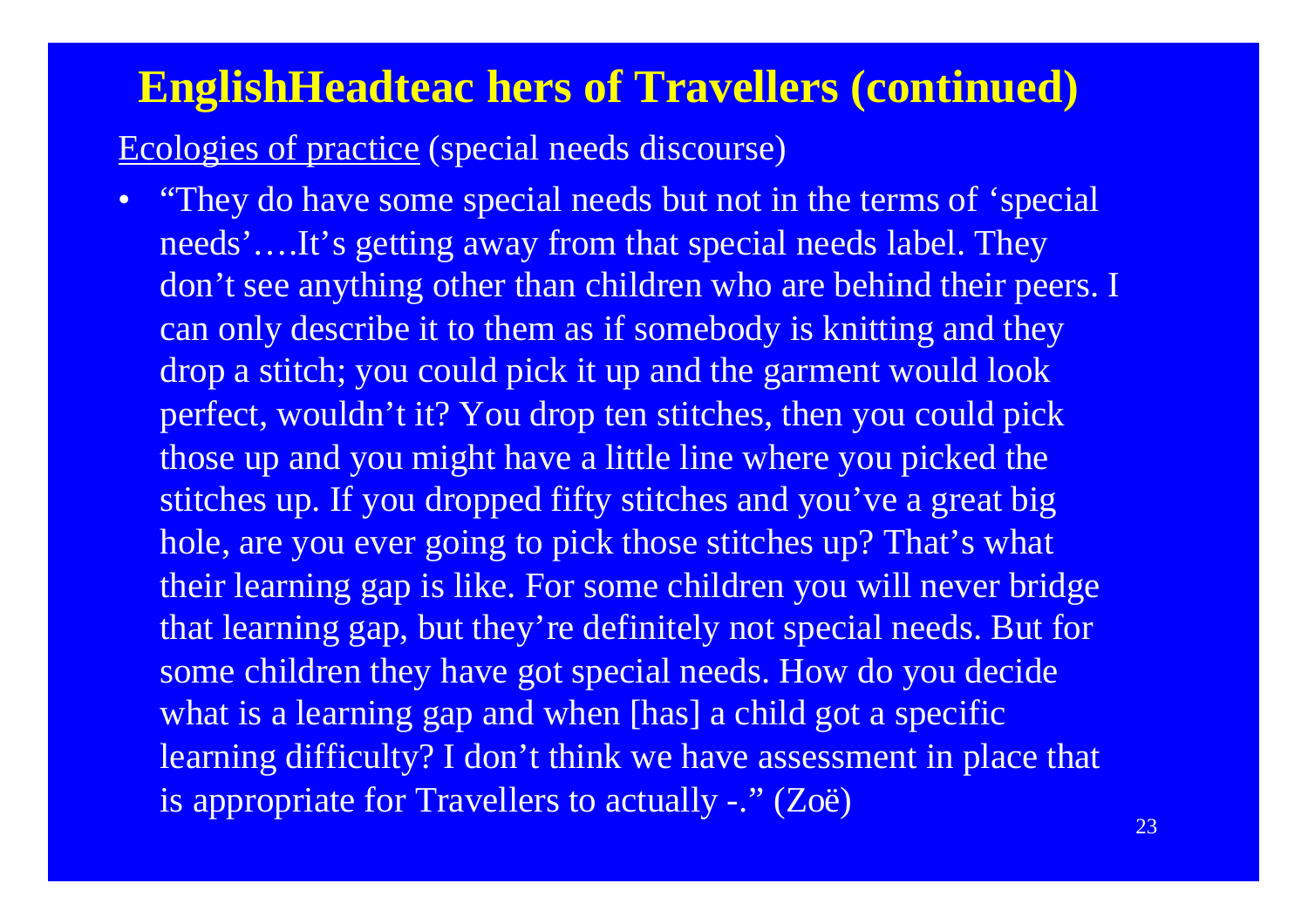# EnglishHeadteac hers of Travellers (continued)

<u>Ecologies of practice</u> (special needs discourse)

- "They do have some special needs but not in the terms of 'special needs'….It's getting away from that special needs label. They don't see anything other than children who are behind their peers. I can only describe it to them as if somebody is knitting and they drop a stitch; you could pick it up and the garment would look perfect, wouldn't it? You drop ten stitches, then you could pick those up and you might have a little line where you picked the stitches up. If you dropped fifty stitches and you've a great big hole, are you ever going to pick those stitches up? That's what their learning gap is like. For some children you will never bridge that learning gap, but they're definitely not special needs. But for some children they have got special needs. How do you decide what is a learning gap and when [has] a child got a specific learning difficulty? I don't think we have assessment in place that is appropriate for Travellers to actually -." (Zoë)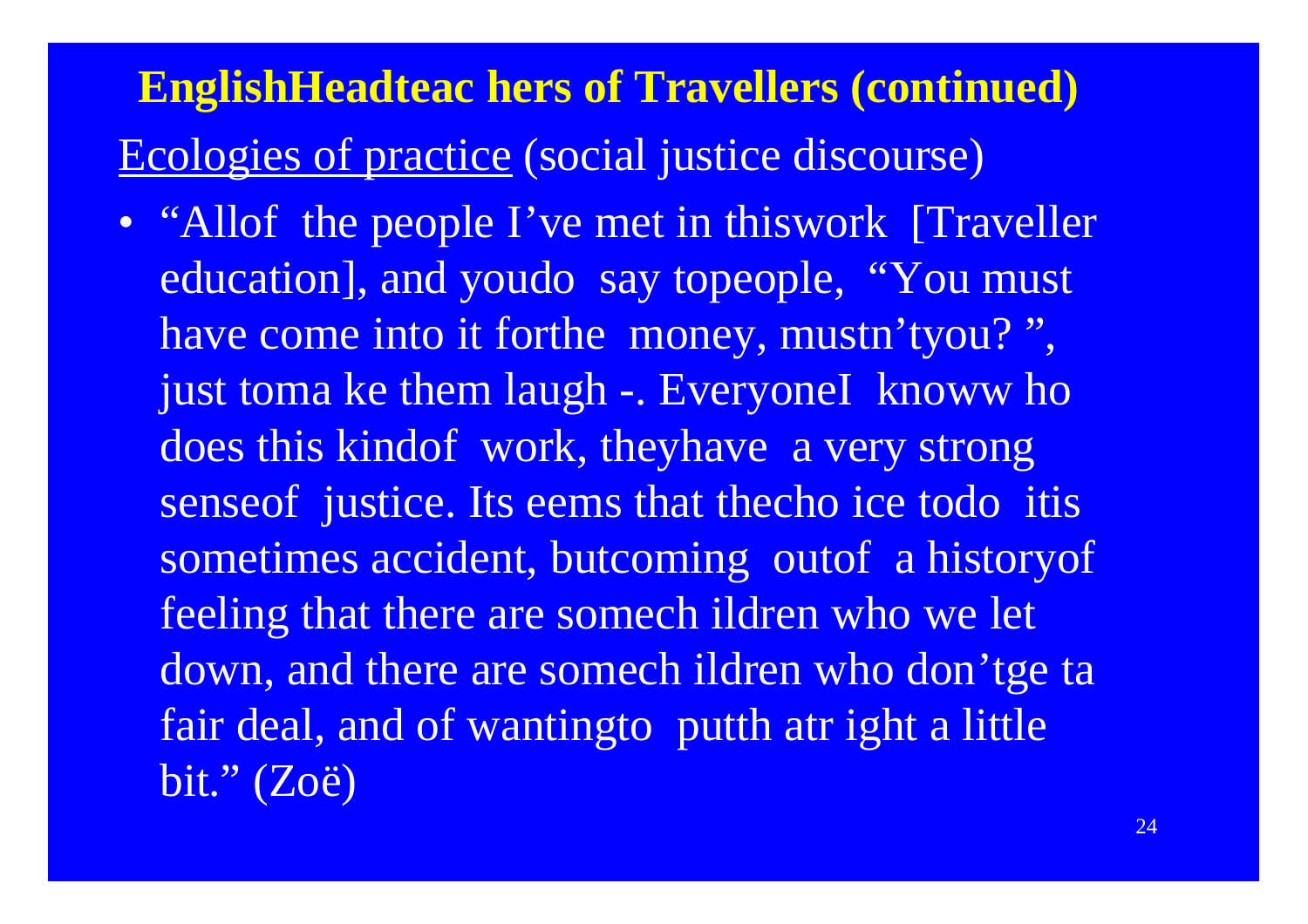## EnglishHeadteac hers of Travellers (continued)

Ecologies of practice (social justice discourse)

- "Allof the people I've met in thiswork [Traveller education], and youdo say topeople, "You must have come into it forthe money, mustn'tyou? ", just toma ke them laugh -. EveryoneI knoww ho does this kindof work, theyhave a very strong senseof justice. Its eems that thecho ice todo itis sometimes accident, butcoming outof a historyof feeling that there are somech ildren who we let down, and there are somech ildren who don'tge ta fair deal, and of wantingto putth atr ight a little bit." (Zoë)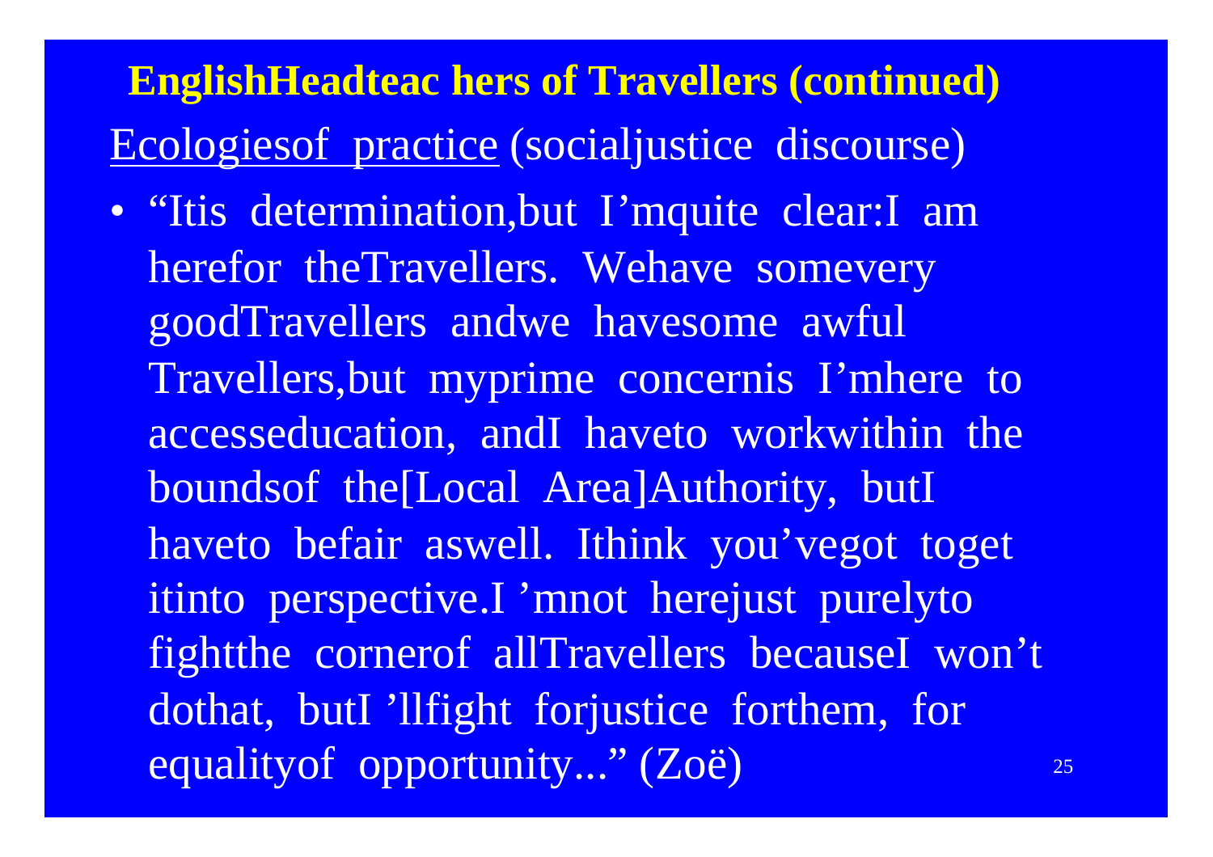## English Headteachers of Travellers (continued)

Ecologies of practice (social justice discourse)

- "It is determination, but I'm quite clear: I am here for the Travellers. We have some very good Travellers and we have some awful Travellers, but my prime concern is I'm here to access education, and I have to work within the bounds of the [Local Area] Authority, but I have to be fair as well. I think you've got to get it into perspective. I'm not here just purely to fight the corner of all Travellers because I won't do that, but I'll fight for justice for them, for equality of opportunity..." (Zoë)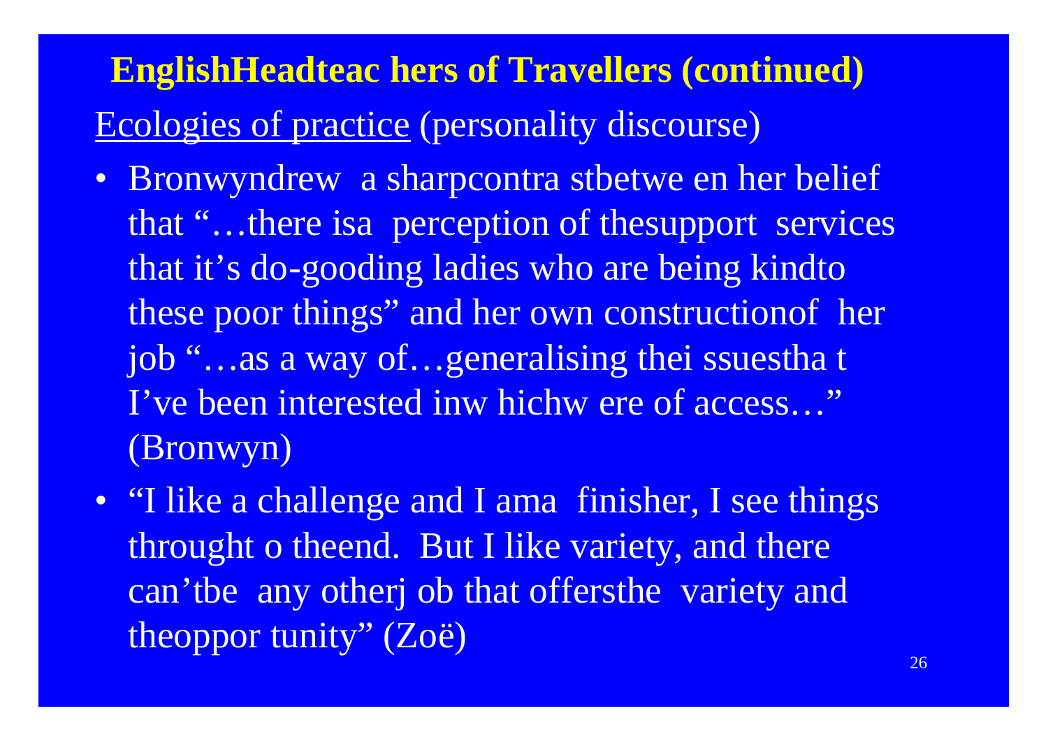## English Headteachers of Travellers (continued)

Ecologies of practice (personality discourse)

- Bronwyn drew a sharp contrast between her belief that "…there is a perception of the support services that it's do-gooding ladies who are being kind to these poor things" and her own construction of her job "…as a way of…generalising the issues that I've been interested in which were of access…" (Bronwyn)
- "I like a challenge and I am a finisher, I see things through to the end. But I like variety, and there can't be any other job that offers the variety and the opportunity" (Zoë)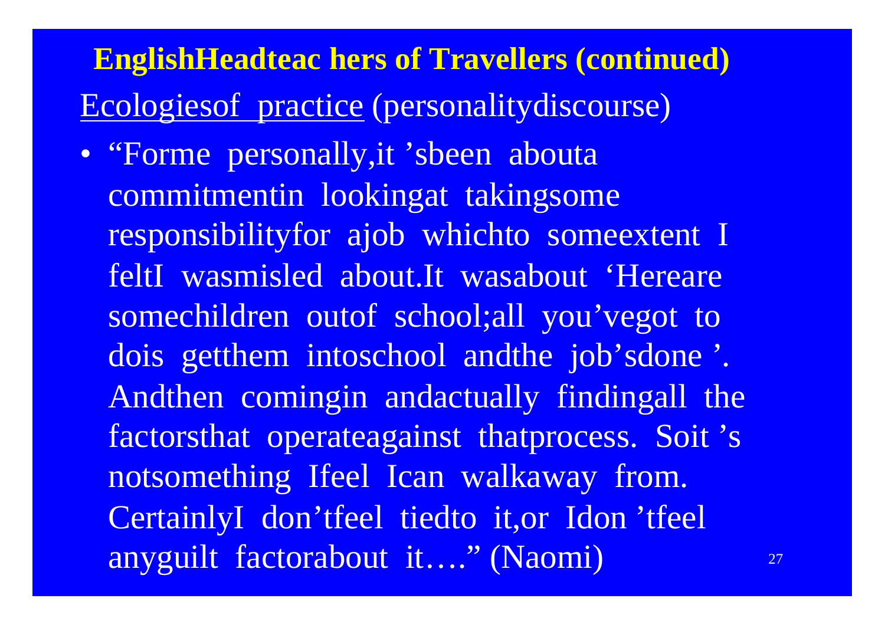## EnglishHeadteac hers of Travellers (continued)

Ecologiesof practice (personalitydiscourse)

- "Forme personally,it 'sbeen abouta commitmentin lookingat takingsome responsibilityfor ajob whichto someextent I feltI wasmisled about.It wasabout 'Hereare somechildren outof school;all you'vegot to dois getthem intoschool andthe job'sdone '. Andthen comingin andactually findingall the factorsthat operateagainst thatprocess. Soit 's notsomething Ifeel Ican walkaway from. CertainlyI don'tfeel tiedto it,or Idon 'tfeel anyguilt factorabout it…." (Naomi)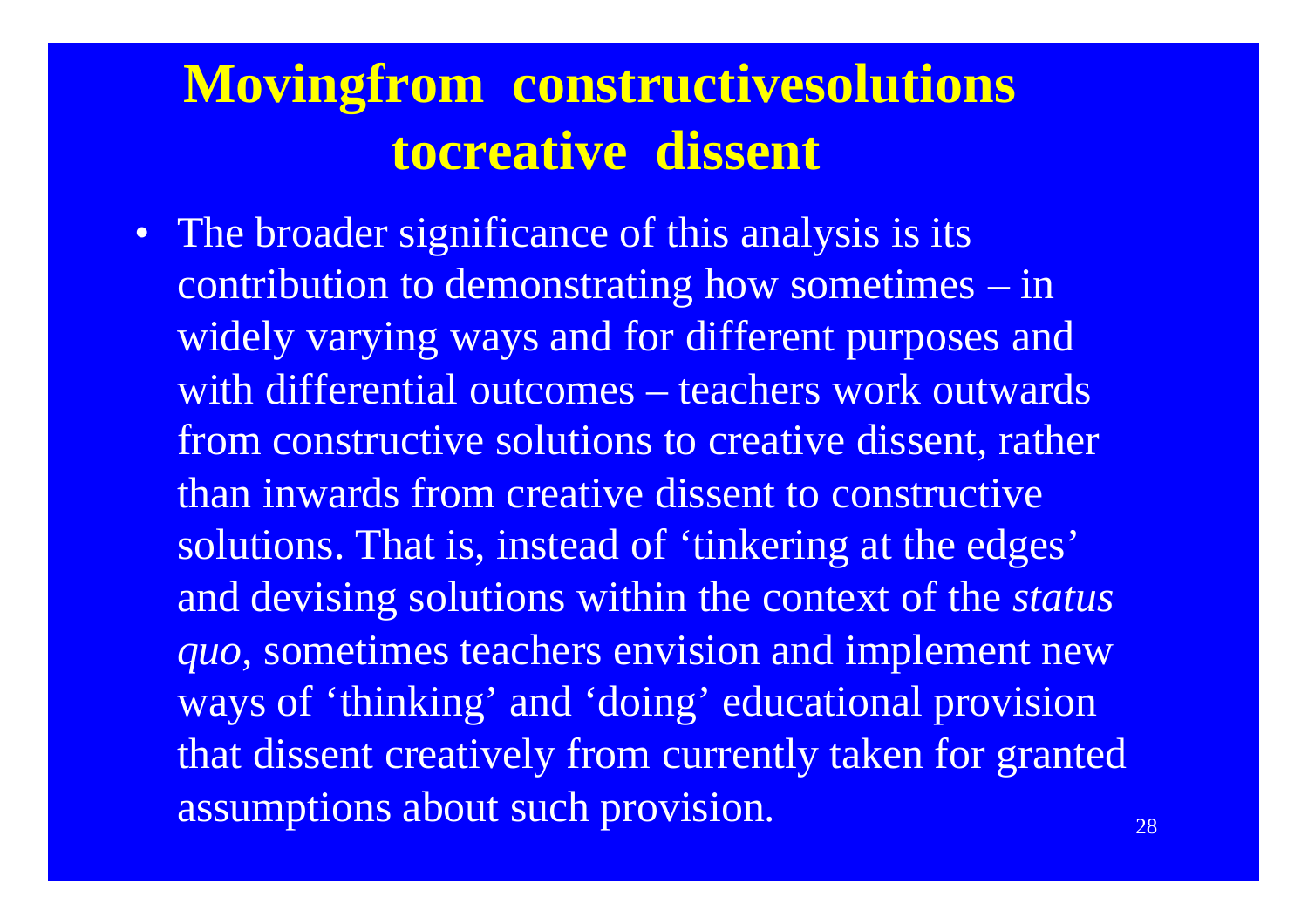# Movingfrom constructivesolutions tocreative dissent

- The broader significance of this analysis is its contribution to demonstrating how sometimes – in widely varying ways and for different purposes and with differential outcomes – teachers work outwards from constructive solutions to creative dissent, rather than inwards from creative dissent to constructive solutions. That is, instead of 'tinkering at the edges' and devising solutions within the context of the *status quo*, sometimes teachers envision and implement new ways of 'thinking' and 'doing' educational provision that dissent creatively from currently taken for granted assumptions about such provision.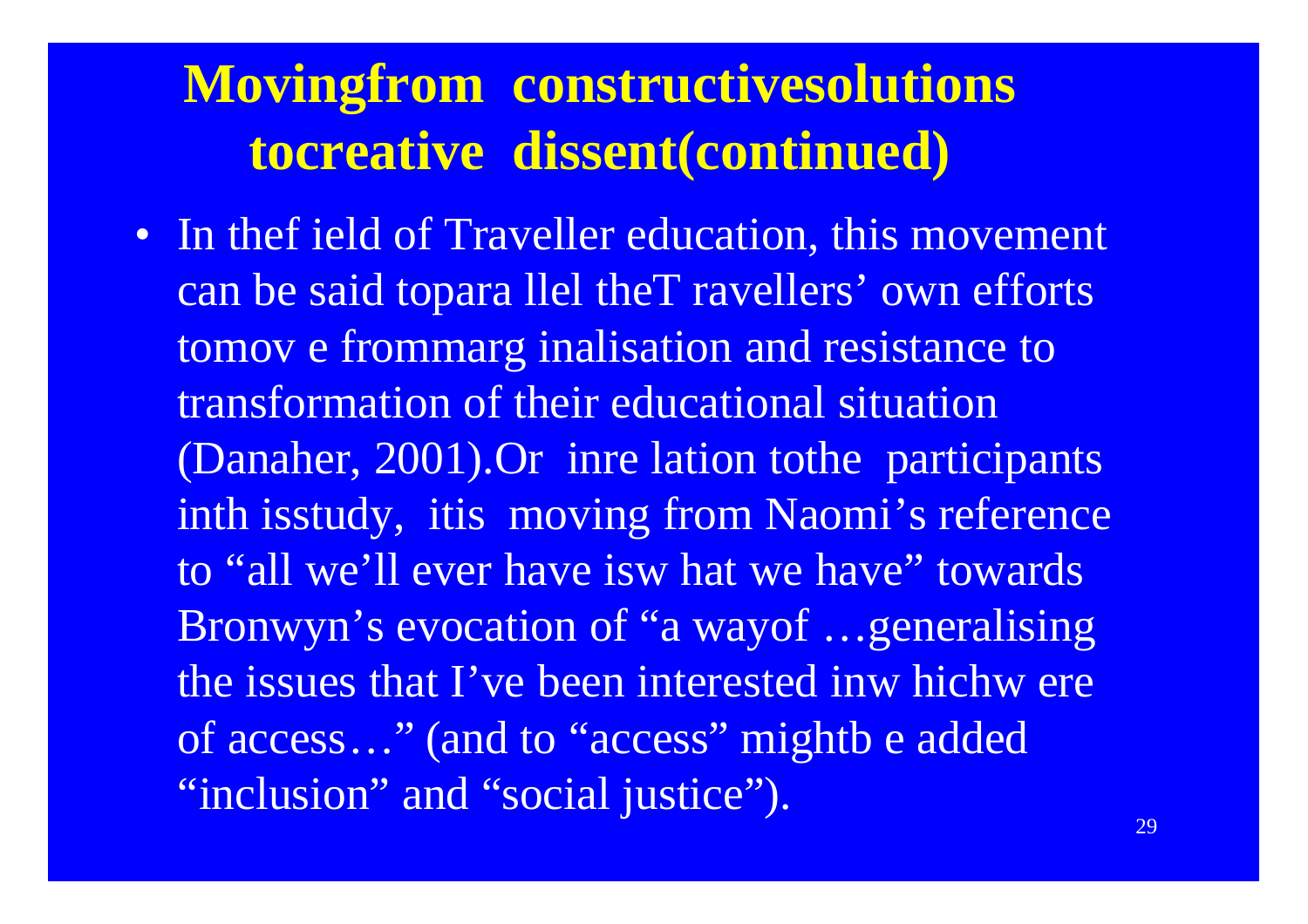# Moving from constructive solutions to creative dissent (continued)

- In the field of Traveller education, this movement can be said to parallel the Travellers' own efforts to move from marginalisation and resistance to transformation of their educational situation (Danaher, 2001). Or in relation to the participants in this study, it is moving from Naomi's reference to "all we'll ever have is what we have" towards Bronwyn's evocation of "a way of …generalising the issues that I've been interested in which were of access…" (and to "access" might be added "inclusion" and "social justice").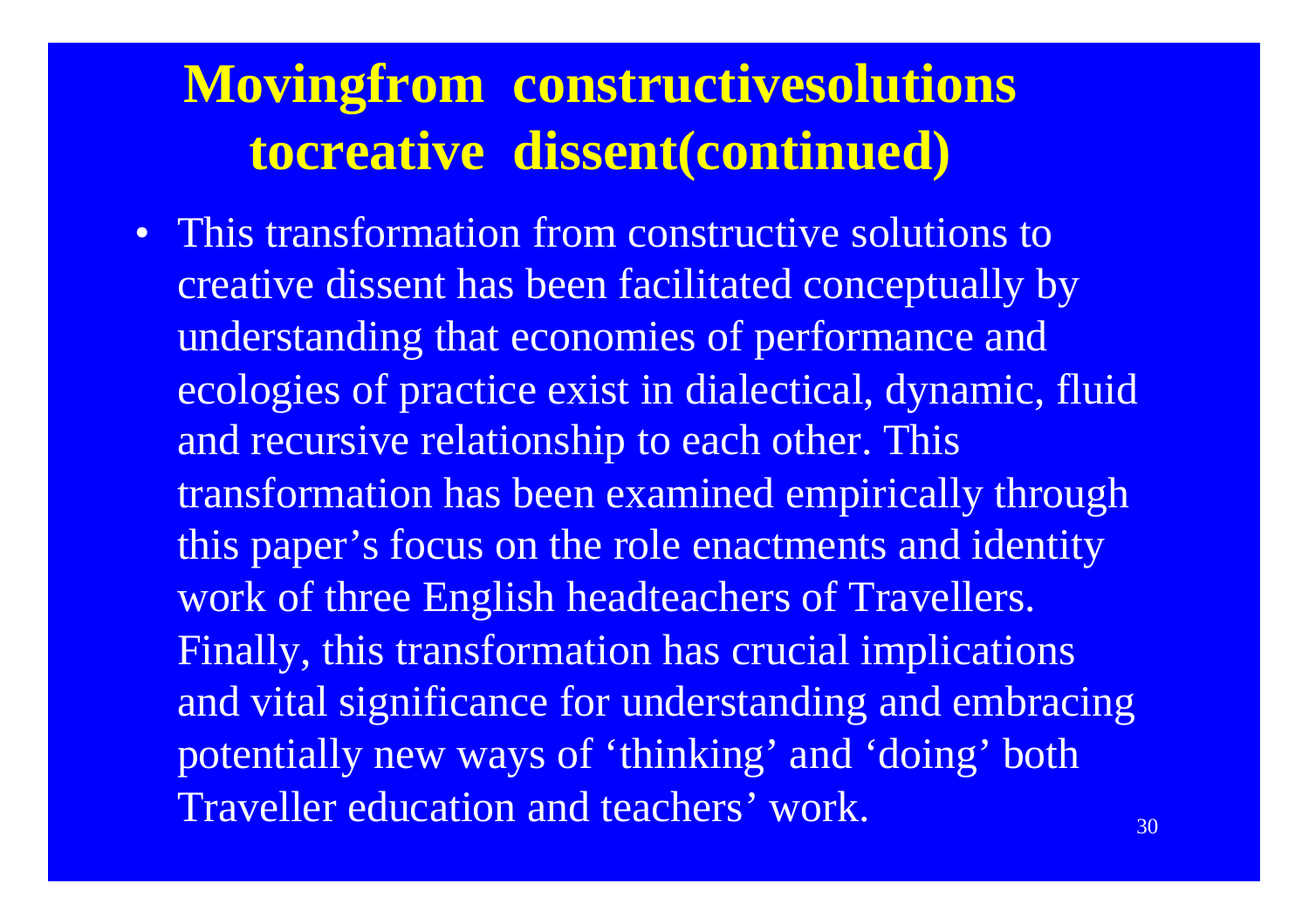# Movingfrom constructivesolutions tocreative dissent(continued)

- This transformation from constructive solutions to creative dissent has been facilitated conceptually by understanding that economies of performance and ecologies of practice exist in dialectical, dynamic, fluid and recursive relationship to each other. This transformation has been examined empirically through this paper's focus on the role enactments and identity work of three English headteachers of Travellers. Finally, this transformation has crucial implications and vital significance for understanding and embracing potentially new ways of 'thinking' and 'doing' both Traveller education and teachers' work.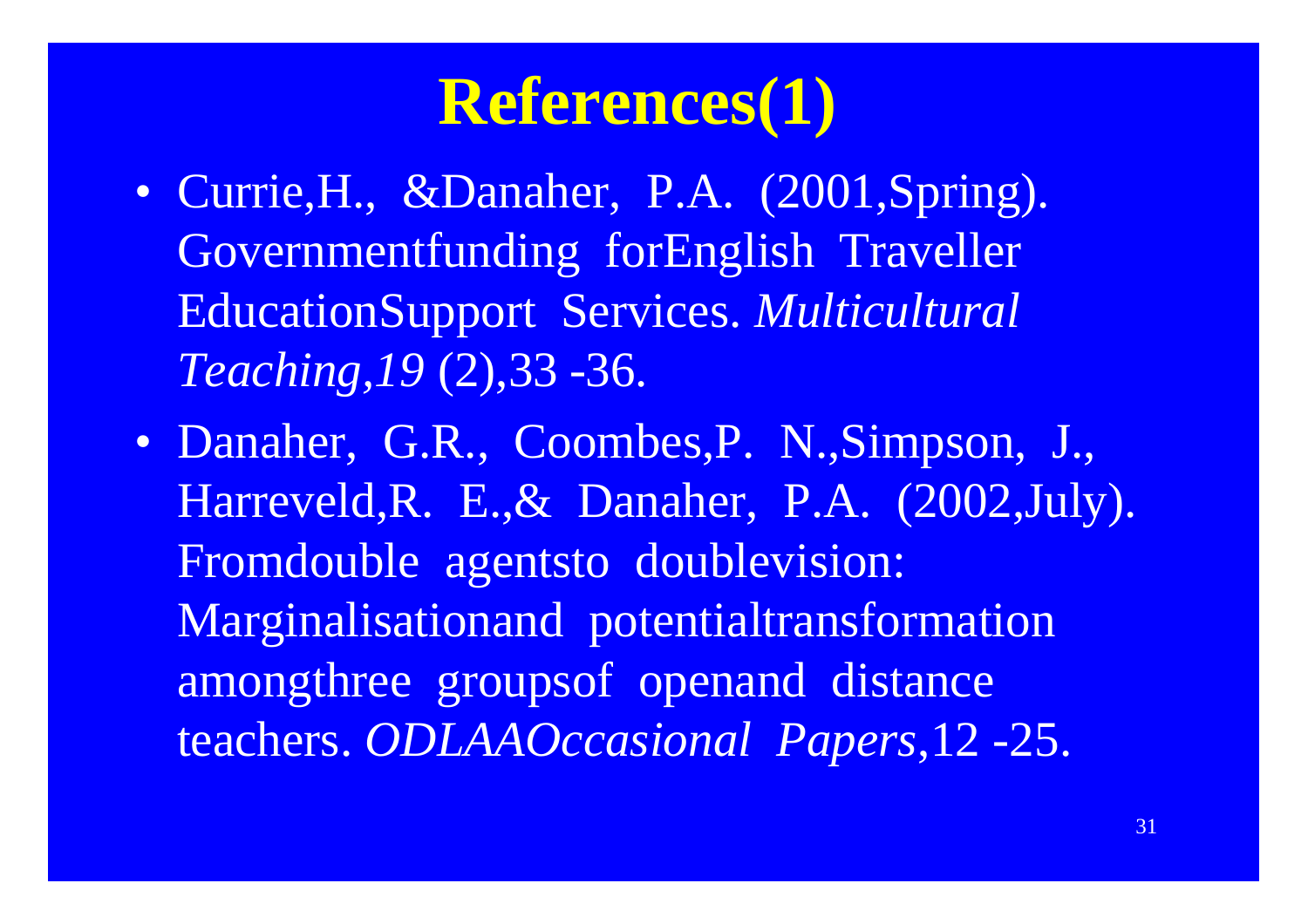# References(1)

- Currie,H., &Danaher, P.A. (2001,Spring). Governmentfunding forEnglish Traveller EducationSupport Services. *Multicultural Teaching*,*19* (2),33 -36.
- Danaher, G.R., Coombes,P. N.,Simpson, J., Harreveld,R. E.,& Danaher, P.A. (2002,July). Fromdouble agentsto doublevision: Marginalisationand potentialtransformation amongthree groupsof openand distance teachers. *ODLAAOccasional Papers*,12 -25.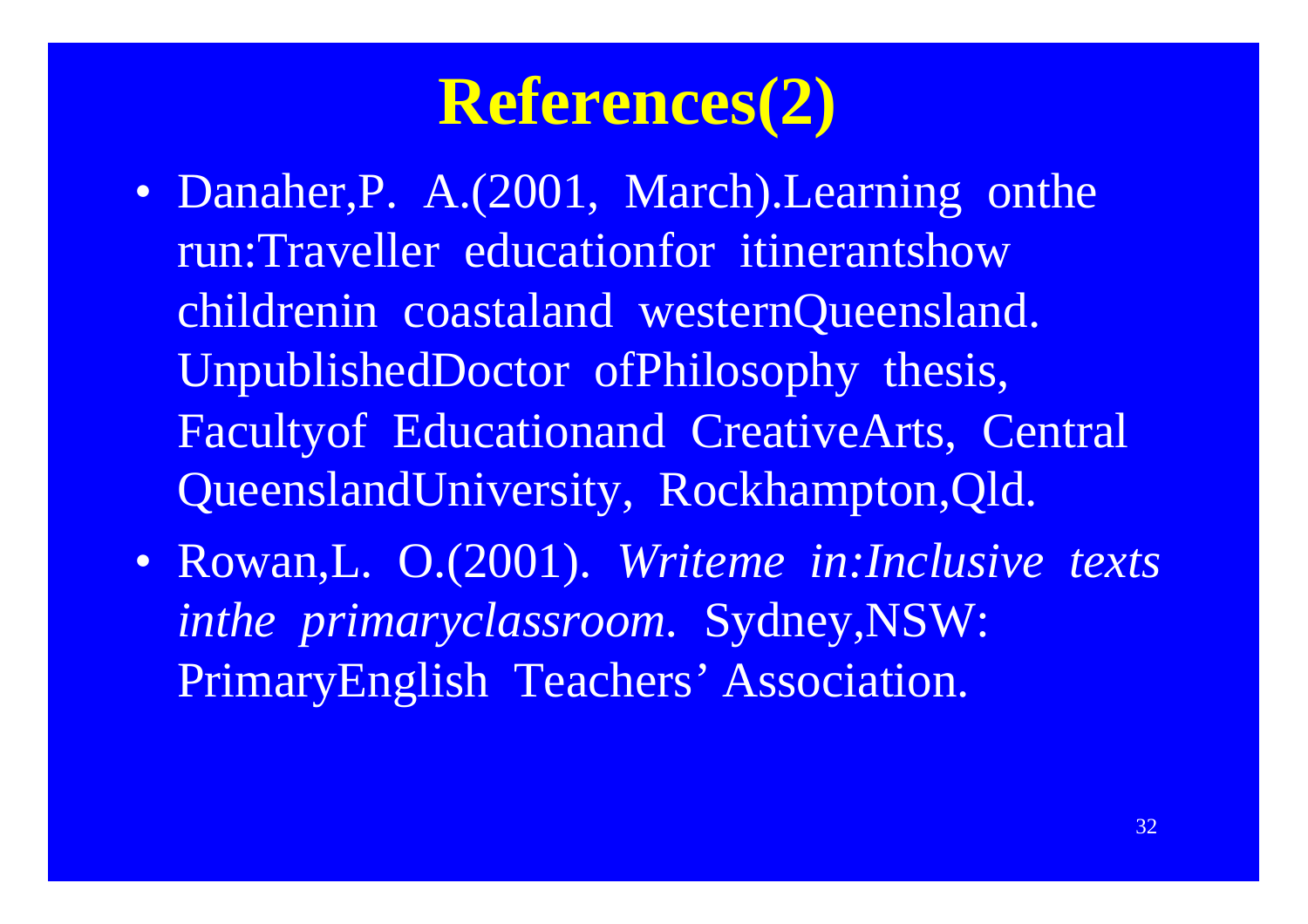# References(2)

- Danaher,P. A.(2001, March).Learning onthe run:Traveller educationfor itinerantshow childrenin coastaland westernQueensland. UnpublishedDoctor ofPhilosophy thesis, Facultyof Educationand CreativeArts, Central QueenslandUniversity, Rockhampton,Qld.
- Rowan,L. O.(2001). *Writeme in:Inclusive texts inthe primaryclassroom*. Sydney,NSW: PrimaryEnglish Teachers' Association.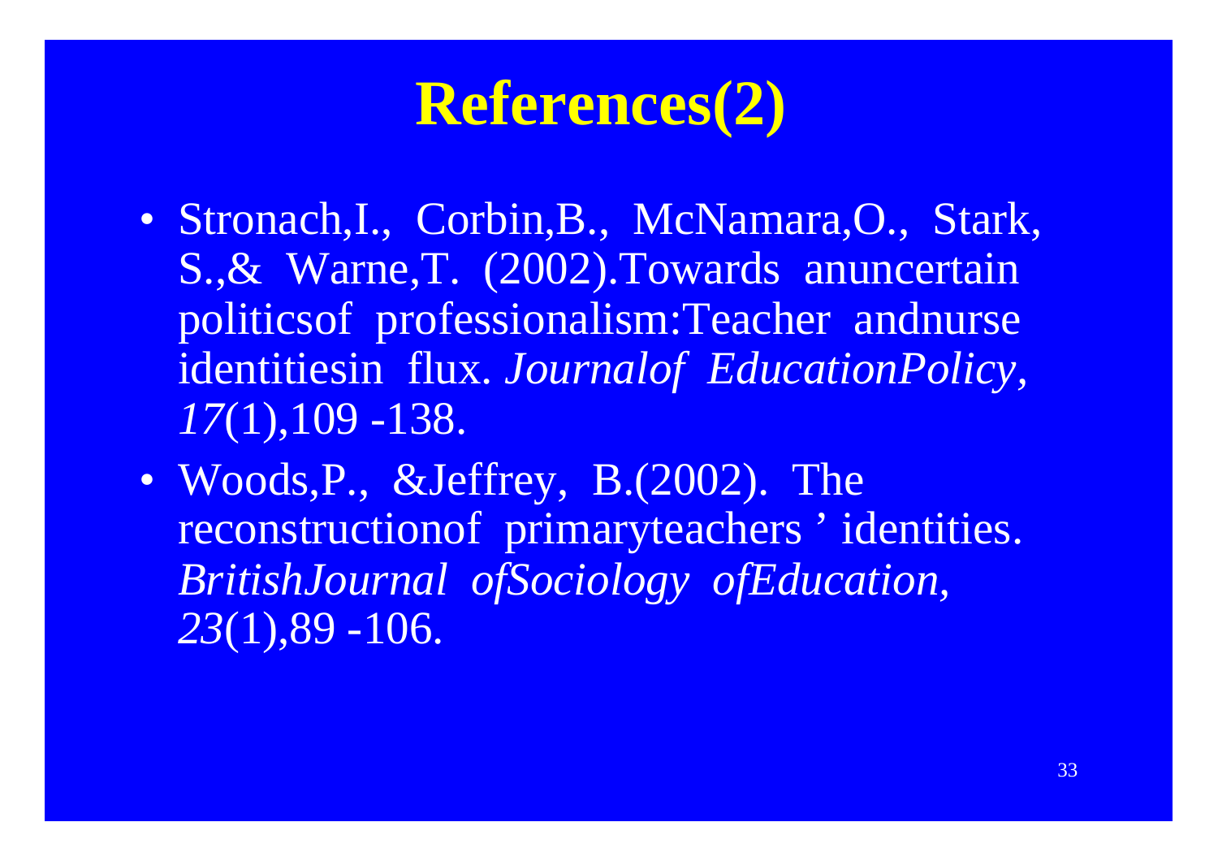# References(2)

- Stronach,I., Corbin,B., McNamara,O., Stark, S.,& Warne,T. (2002).Towards anuncertain politicsof professionalism:Teacher andnurse identitiesin flux. *Journalof EducationPolicy, 17*(1),109 -138.
- Woods,P., &Jeffrey, B.(2002). The reconstructionof primaryteachers ' identities. *BritishJournal ofSociology ofEducation, 23*(1),89 -106.